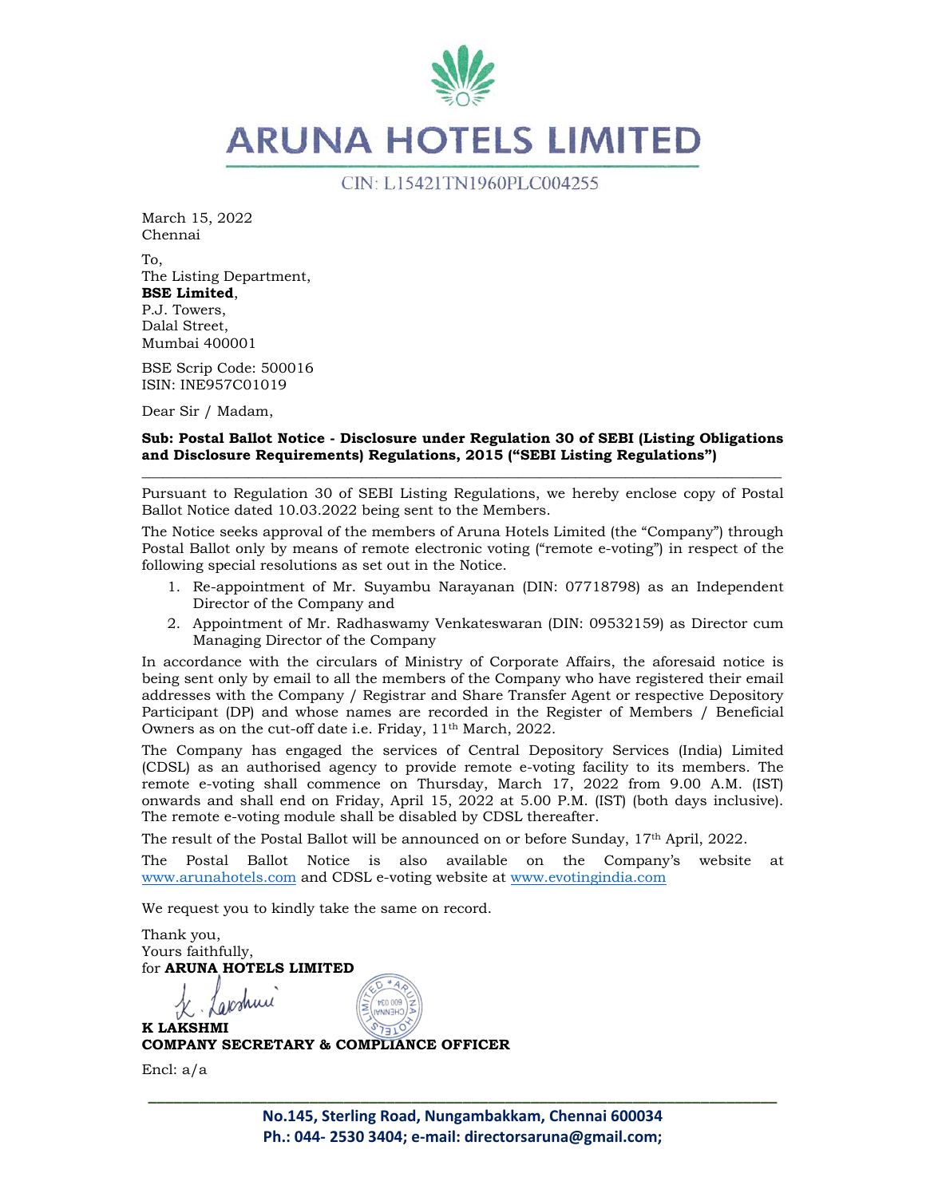# ARUNA HOTELS LIMITED

CIN: L15421TN1960PLC004255

March 15, 2022
Chennai

To,
The Listing Department,
**BSE Limited**,
P.J. Towers,
Dalal Street,
Mumbai 400001

BSE Scrip Code: 500016
ISIN: INE957C01019

Dear Sir / Madam,

**Sub: Postal Ballot Notice - Disclosure under Regulation 30 of SEBI (Listing Obligations and Disclosure Requirements) Regulations, 2015 ("SEBI Listing Regulations")**

Pursuant to Regulation 30 of SEBI Listing Regulations, we hereby enclose copy of Postal Ballot Notice dated 10.03.2022 being sent to the Members.

The Notice seeks approval of the members of Aruna Hotels Limited (the "Company") through Postal Ballot only by means of remote electronic voting ("remote e-voting") in respect of the following special resolutions as set out in the Notice.

1. Re-appointment of Mr. Suyambu Narayanan (DIN: 07718798) as an Independent Director of the Company and
2. Appointment of Mr. Radhaswamy Venkateswaran (DIN: 09532159) as Director cum Managing Director of the Company

In accordance with the circulars of Ministry of Corporate Affairs, the aforesaid notice is being sent only by email to all the members of the Company who have registered their email addresses with the Company / Registrar and Share Transfer Agent or respective Depository Participant (DP) and whose names are recorded in the Register of Members / Beneficial Owners as on the cut-off date i.e. Friday, 11th March, 2022.

The Company has engaged the services of Central Depository Services (India) Limited (CDSL) as an authorised agency to provide remote e-voting facility to its members. The remote e-voting shall commence on Thursday, March 17, 2022 from 9.00 A.M. (IST) onwards and shall end on Friday, April 15, 2022 at 5.00 P.M. (IST) (both days inclusive). The remote e-voting module shall be disabled by CDSL thereafter.

The result of the Postal Ballot will be announced on or before Sunday, 17th April, 2022.

The Postal Ballot Notice is also available on the Company's website at www.arunahotels.com and CDSL e-voting website at www.evotingindia.com

We request you to kindly take the same on record.

Thank you,
Yours faithfully,
for **ARUNA HOTELS LIMITED**

**K LAKSHMI**
**COMPANY SECRETARY & COMPLIANCE OFFICER**

Encl: a/a

**No.145, Sterling Road, Nungambakkam, Chennai 600034**
**Ph.: 044- 2530 3404; e-mail: directorsaruna@gmail.com;**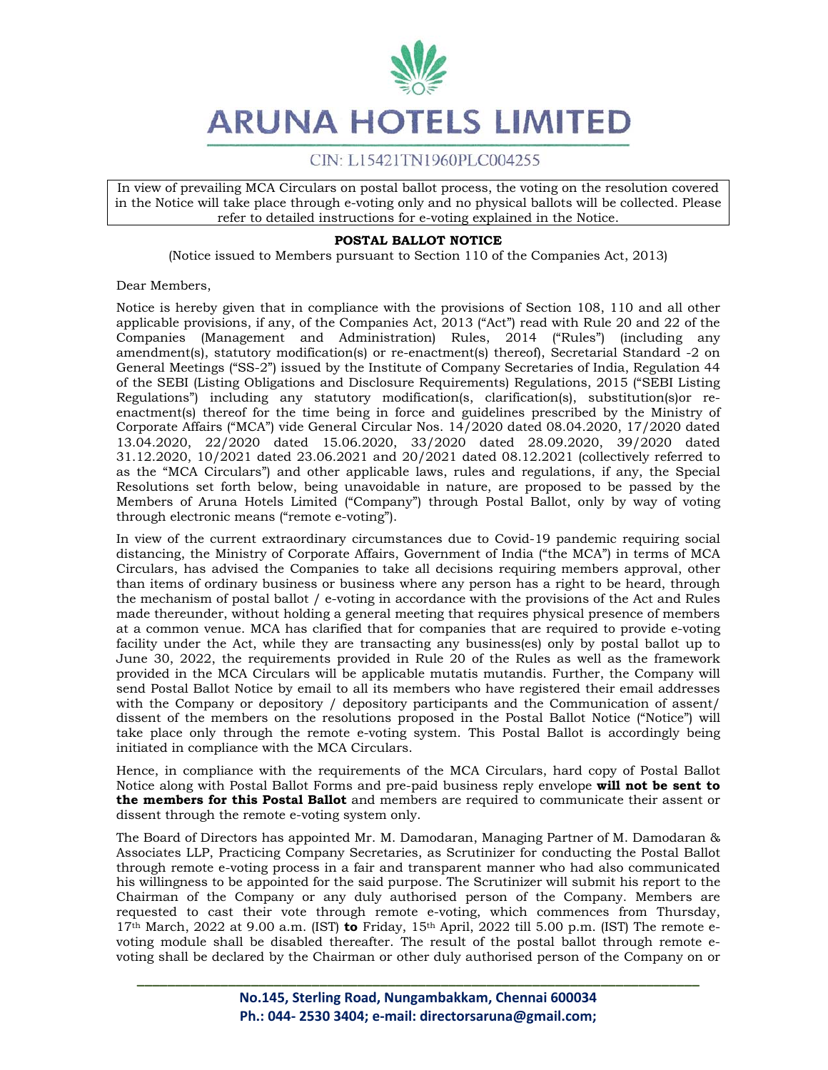# ARUNA HOTELS LIMITED

CIN: L15421TN1960PLC004255

In view of prevailing MCA Circulars on postal ballot process, the voting on the resolution covered in the Notice will take place through e-voting only and no physical ballots will be collected. Please refer to detailed instructions for e-voting explained in the Notice.

**POSTAL BALLOT NOTICE**

(Notice issued to Members pursuant to Section 110 of the Companies Act, 2013)

Dear Members,

Notice is hereby given that in compliance with the provisions of Section 108, 110 and all other applicable provisions, if any, of the Companies Act, 2013 ("Act") read with Rule 20 and 22 of the Companies (Management and Administration) Rules, 2014 ("Rules") (including any amendment(s), statutory modification(s) or re-enactment(s) thereof), Secretarial Standard -2 on General Meetings ("SS-2") issued by the Institute of Company Secretaries of India, Regulation 44 of the SEBI (Listing Obligations and Disclosure Requirements) Regulations, 2015 ("SEBI Listing Regulations") including any statutory modification(s, clarification(s), substitution(s)or re-enactment(s) thereof for the time being in force and guidelines prescribed by the Ministry of Corporate Affairs ("MCA") vide General Circular Nos. 14/2020 dated 08.04.2020, 17/2020 dated 13.04.2020, 22/2020 dated 15.06.2020, 33/2020 dated 28.09.2020, 39/2020 dated 31.12.2020, 10/2021 dated 23.06.2021 and 20/2021 dated 08.12.2021 (collectively referred to as the "MCA Circulars") and other applicable laws, rules and regulations, if any, the Special Resolutions set forth below, being unavoidable in nature, are proposed to be passed by the Members of Aruna Hotels Limited ("Company") through Postal Ballot, only by way of voting through electronic means ("remote e-voting").

In view of the current extraordinary circumstances due to Covid-19 pandemic requiring social distancing, the Ministry of Corporate Affairs, Government of India ("the MCA") in terms of MCA Circulars, has advised the Companies to take all decisions requiring members approval, other than items of ordinary business or business where any person has a right to be heard, through the mechanism of postal ballot / e-voting in accordance with the provisions of the Act and Rules made thereunder, without holding a general meeting that requires physical presence of members at a common venue. MCA has clarified that for companies that are required to provide e-voting facility under the Act, while they are transacting any business(es) only by postal ballot up to June 30, 2022, the requirements provided in Rule 20 of the Rules as well as the framework provided in the MCA Circulars will be applicable mutatis mutandis. Further, the Company will send Postal Ballot Notice by email to all its members who have registered their email addresses with the Company or depository / depository participants and the Communication of assent/ dissent of the members on the resolutions proposed in the Postal Ballot Notice ("Notice") will take place only through the remote e-voting system. This Postal Ballot is accordingly being initiated in compliance with the MCA Circulars.

Hence, in compliance with the requirements of the MCA Circulars, hard copy of Postal Ballot Notice along with Postal Ballot Forms and pre-paid business reply envelope **will not be sent to the members for this Postal Ballot** and members are required to communicate their assent or dissent through the remote e-voting system only.

The Board of Directors has appointed Mr. M. Damodaran, Managing Partner of M. Damodaran & Associates LLP, Practicing Company Secretaries, as Scrutinizer for conducting the Postal Ballot through remote e-voting process in a fair and transparent manner who had also communicated his willingness to be appointed for the said purpose. The Scrutinizer will submit his report to the Chairman of the Company or any duly authorised person of the Company. Members are requested to cast their vote through remote e-voting, which commences from Thursday, 17th March, 2022 at 9.00 a.m. (IST) **to** Friday, 15th April, 2022 till 5.00 p.m. (IST) The remote e-voting module shall be disabled thereafter. The result of the postal ballot through remote e-voting shall be declared by the Chairman or other duly authorised person of the Company on or

No.145, Sterling Road, Nungambakkam, Chennai 600034
Ph.: 044- 2530 3404; e-mail: directorsaruna@gmail.com;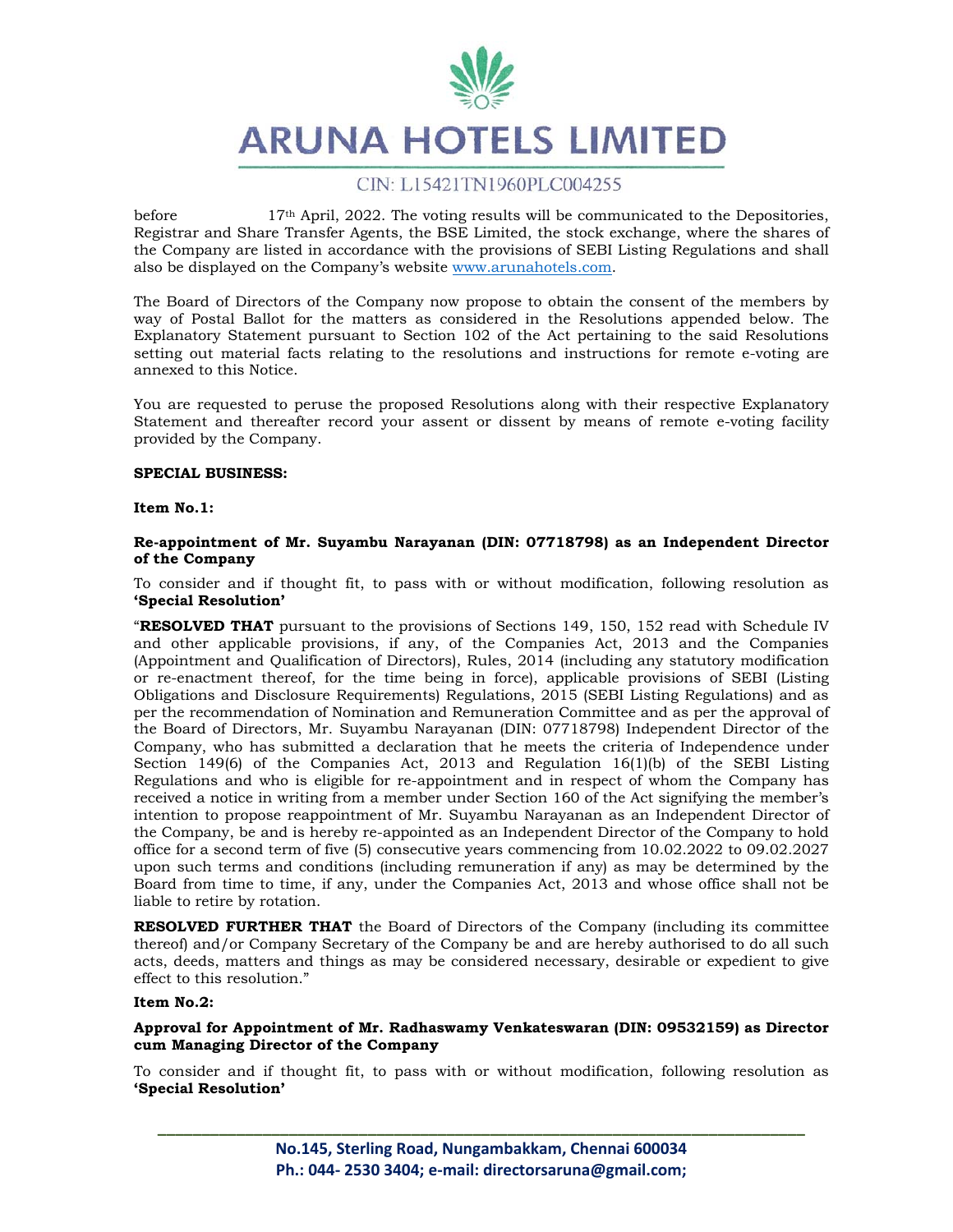before 17th April, 2022. The voting results will be communicated to the Depositories, Registrar and Share Transfer Agents, the BSE Limited, the stock exchange, where the shares of the Company are listed in accordance with the provisions of SEBI Listing Regulations and shall also be displayed on the Company's website www.arunahotels.com.

The Board of Directors of the Company now propose to obtain the consent of the members by way of Postal Ballot for the matters as considered in the Resolutions appended below. The Explanatory Statement pursuant to Section 102 of the Act pertaining to the said Resolutions setting out material facts relating to the resolutions and instructions for remote e-voting are annexed to this Notice.

You are requested to peruse the proposed Resolutions along with their respective Explanatory Statement and thereafter record your assent or dissent by means of remote e-voting facility provided by the Company.

**SPECIAL BUSINESS:**

**Item No.1:**

**Re-appointment of Mr. Suyambu Narayanan (DIN: 07718798) as an Independent Director of the Company**

To consider and if thought fit, to pass with or without modification, following resolution as **'Special Resolution'**

"**RESOLVED THAT** pursuant to the provisions of Sections 149, 150, 152 read with Schedule IV and other applicable provisions, if any, of the Companies Act, 2013 and the Companies (Appointment and Qualification of Directors), Rules, 2014 (including any statutory modification or re-enactment thereof, for the time being in force), applicable provisions of SEBI (Listing Obligations and Disclosure Requirements) Regulations, 2015 (SEBI Listing Regulations) and as per the recommendation of Nomination and Remuneration Committee and as per the approval of the Board of Directors, Mr. Suyambu Narayanan (DIN: 07718798) Independent Director of the Company, who has submitted a declaration that he meets the criteria of Independence under Section 149(6) of the Companies Act, 2013 and Regulation 16(1)(b) of the SEBI Listing Regulations and who is eligible for re-appointment and in respect of whom the Company has received a notice in writing from a member under Section 160 of the Act signifying the member's intention to propose reappointment of Mr. Suyambu Narayanan as an Independent Director of the Company, be and is hereby re-appointed as an Independent Director of the Company to hold office for a second term of five (5) consecutive years commencing from 10.02.2022 to 09.02.2027 upon such terms and conditions (including remuneration if any) as may be determined by the Board from time to time, if any, under the Companies Act, 2013 and whose office shall not be liable to retire by rotation.

**RESOLVED FURTHER THAT** the Board of Directors of the Company (including its committee thereof) and/or Company Secretary of the Company be and are hereby authorised to do all such acts, deeds, matters and things as may be considered necessary, desirable or expedient to give effect to this resolution."

**Item No.2:**

**Approval for Appointment of Mr. Radhaswamy Venkateswaran (DIN: 09532159) as Director cum Managing Director of the Company**

To consider and if thought fit, to pass with or without modification, following resolution as **'Special Resolution'**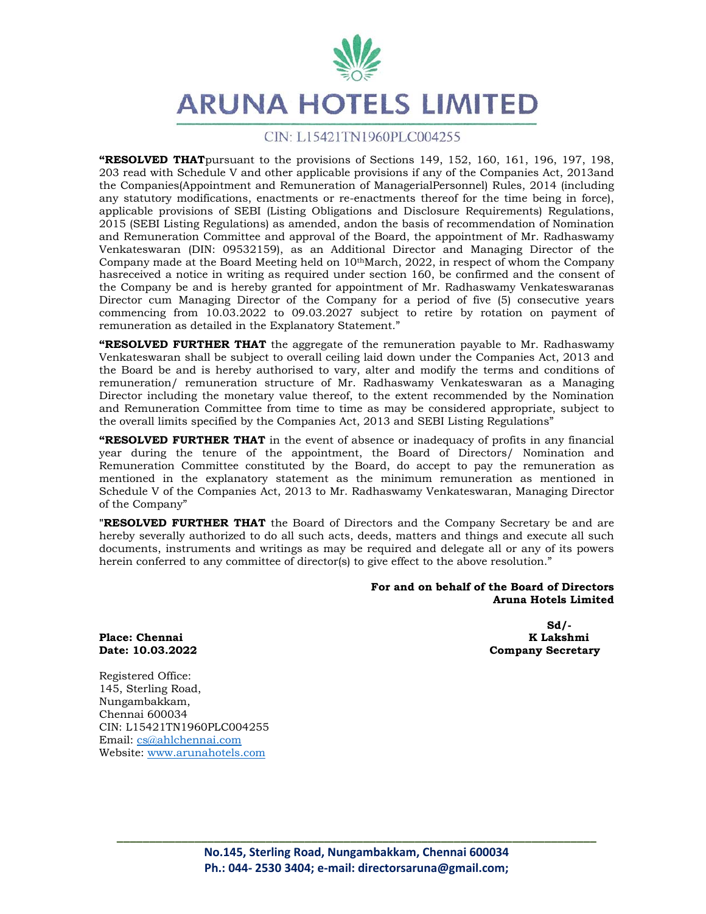**"RESOLVED THAT**pursuant to the provisions of Sections 149, 152, 160, 161, 196, 197, 198, 203 read with Schedule V and other applicable provisions if any of the Companies Act, 2013and the Companies(Appointment and Remuneration of ManagerialPersonnel) Rules, 2014 (including any statutory modifications, enactments or re-enactments thereof for the time being in force), applicable provisions of SEBI (Listing Obligations and Disclosure Requirements) Regulations, 2015 (SEBI Listing Regulations) as amended, andon the basis of recommendation of Nomination and Remuneration Committee and approval of the Board, the appointment of Mr. Radhaswamy Venkateswaran (DIN: 09532159), as an Additional Director and Managing Director of the Company made at the Board Meeting held on 10thMarch, 2022, in respect of whom the Company hasreceived a notice in writing as required under section 160, be confirmed and the consent of the Company be and is hereby granted for appointment of Mr. Radhaswamy Venkateswaranas Director cum Managing Director of the Company for a period of five (5) consecutive years commencing from 10.03.2022 to 09.03.2027 subject to retire by rotation on payment of remuneration as detailed in the Explanatory Statement."

**"RESOLVED FURTHER THAT** the aggregate of the remuneration payable to Mr. Radhaswamy Venkateswaran shall be subject to overall ceiling laid down under the Companies Act, 2013 and the Board be and is hereby authorised to vary, alter and modify the terms and conditions of remuneration/ remuneration structure of Mr. Radhaswamy Venkateswaran as a Managing Director including the monetary value thereof, to the extent recommended by the Nomination and Remuneration Committee from time to time as may be considered appropriate, subject to the overall limits specified by the Companies Act, 2013 and SEBI Listing Regulations"

**"RESOLVED FURTHER THAT** in the event of absence or inadequacy of profits in any financial year during the tenure of the appointment, the Board of Directors/ Nomination and Remuneration Committee constituted by the Board, do accept to pay the remuneration as mentioned in the explanatory statement as the minimum remuneration as mentioned in Schedule V of the Companies Act, 2013 to Mr. Radhaswamy Venkateswaran, Managing Director of the Company"

"**RESOLVED FURTHER THAT** the Board of Directors and the Company Secretary be and are hereby severally authorized to do all such acts, deeds, matters and things and execute all such documents, instruments and writings as may be required and delegate all or any of its powers herein conferred to any committee of director(s) to give effect to the above resolution."

**For and on behalf of the Board of Directors**
**Aruna Hotels Limited**

**Sd/-**
**K Lakshmi**
**Company Secretary**

**Place: Chennai**
**Date: 10.03.2022**

Registered Office:
145, Sterling Road,
Nungambakkam,
Chennai 600034
CIN: L15421TN1960PLC004255
Email: cs@ahlchennai.com
Website: www.arunahotels.com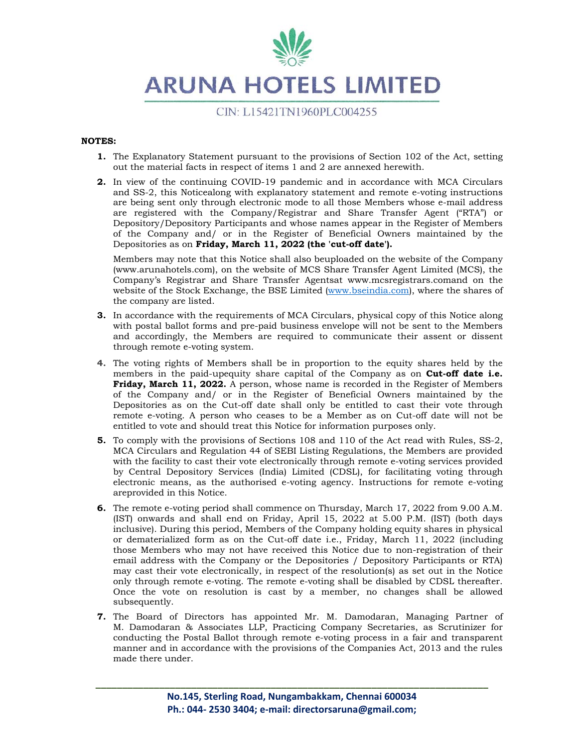**NOTES:**

1. The Explanatory Statement pursuant to the provisions of Section 102 of the Act, setting out the material facts in respect of items 1 and 2 are annexed herewith.
2. In view of the continuing COVID-19 pandemic and in accordance with MCA Circulars and SS-2, this Noticealong with explanatory statement and remote e-voting instructions are being sent only through electronic mode to all those Members whose e-mail address are registered with the Company/Registrar and Share Transfer Agent ("RTA") or Depository/Depository Participants and whose names appear in the Register of Members of the Company and/ or in the Register of Beneficial Owners maintained by the Depositories as on **Friday, March 11, 2022 (the 'cut-off date').**

   Members may note that this Notice shall also beuploaded on the website of the Company (www.arunahotels.com), on the website of MCS Share Transfer Agent Limited (MCS), the Company's Registrar and Share Transfer Agentsat www.mcsregistrars.comand on the website of the Stock Exchange, the BSE Limited (www.bseindia.com), where the shares of the company are listed.
3. In accordance with the requirements of MCA Circulars, physical copy of this Notice along with postal ballot forms and pre-paid business envelope will not be sent to the Members and accordingly, the Members are required to communicate their assent or dissent through remote e-voting system.
4. The voting rights of Members shall be in proportion to the equity shares held by the members in the paid-upequity share capital of the Company as on **Cut-off date i.e. Friday, March 11, 2022.** A person, whose name is recorded in the Register of Members of the Company and/ or in the Register of Beneficial Owners maintained by the Depositories as on the Cut-off date shall only be entitled to cast their vote through remote e-voting. A person who ceases to be a Member as on Cut-off date will not be entitled to vote and should treat this Notice for information purposes only.
5. To comply with the provisions of Sections 108 and 110 of the Act read with Rules, SS-2, MCA Circulars and Regulation 44 of SEBI Listing Regulations, the Members are provided with the facility to cast their vote electronically through remote e-voting services provided by Central Depository Services (India) Limited (CDSL), for facilitating voting through electronic means, as the authorised e-voting agency. Instructions for remote e-voting areprovided in this Notice.
6. The remote e-voting period shall commence on Thursday, March 17, 2022 from 9.00 A.M. (IST) onwards and shall end on Friday, April 15, 2022 at 5.00 P.M. (IST) (both days inclusive). During this period, Members of the Company holding equity shares in physical or dematerialized form as on the Cut-off date i.e., Friday, March 11, 2022 (including those Members who may not have received this Notice due to non-registration of their email address with the Company or the Depositories / Depository Participants or RTA) may cast their vote electronically, in respect of the resolution(s) as set out in the Notice only through remote e-voting. The remote e-voting shall be disabled by CDSL thereafter. Once the vote on resolution is cast by a member, no changes shall be allowed subsequently.
7. The Board of Directors has appointed Mr. M. Damodaran, Managing Partner of M. Damodaran & Associates LLP, Practicing Company Secretaries, as Scrutinizer for conducting the Postal Ballot through remote e-voting process in a fair and transparent manner and in accordance with the provisions of the Companies Act, 2013 and the rules made there under.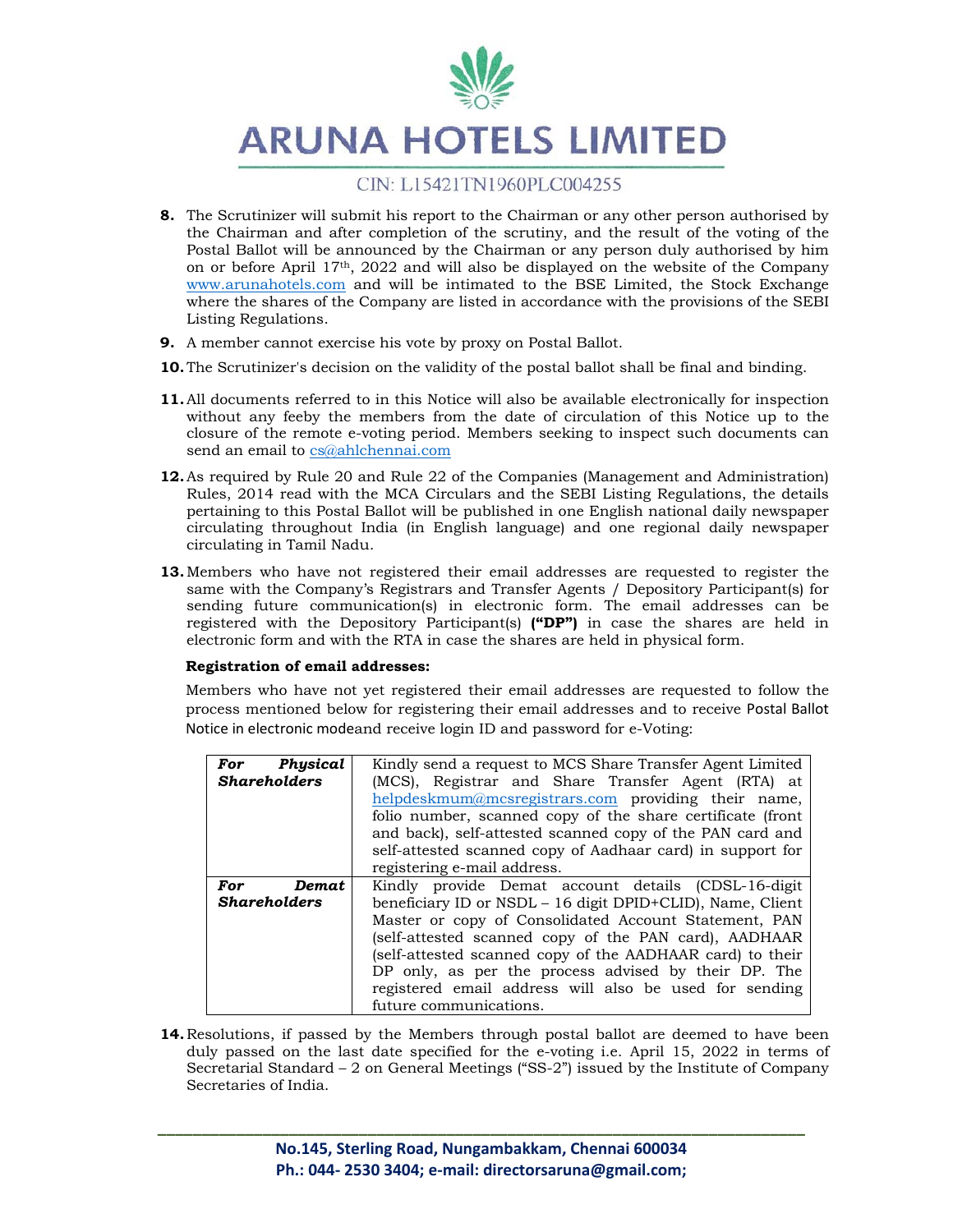8. The Scrutinizer will submit his report to the Chairman or any other person authorised by the Chairman and after completion of the scrutiny, and the result of the voting of the Postal Ballot will be announced by the Chairman or any person duly authorised by him on or before April 17th, 2022 and will also be displayed on the website of the Company www.arunahotels.com and will be intimated to the BSE Limited, the Stock Exchange where the shares of the Company are listed in accordance with the provisions of the SEBI Listing Regulations.

9. A member cannot exercise his vote by proxy on Postal Ballot.

10. The Scrutinizer's decision on the validity of the postal ballot shall be final and binding.

11. All documents referred to in this Notice will also be available electronically for inspection without any feeby the members from the date of circulation of this Notice up to the closure of the remote e-voting period. Members seeking to inspect such documents can send an email to cs@ahlchennai.com

12. As required by Rule 20 and Rule 22 of the Companies (Management and Administration) Rules, 2014 read with the MCA Circulars and the SEBI Listing Regulations, the details pertaining to this Postal Ballot will be published in one English national daily newspaper circulating throughout India (in English language) and one regional daily newspaper circulating in Tamil Nadu.

13. Members who have not registered their email addresses are requested to register the same with the Company's Registrars and Transfer Agents / Depository Participant(s) for sending future communication(s) in electronic form. The email addresses can be registered with the Depository Participant(s) **("DP")** in case the shares are held in electronic form and with the RTA in case the shares are held in physical form.

**Registration of email addresses:**

Members who have not yet registered their email addresses are requested to follow the process mentioned below for registering their email addresses and to receive Postal Ballot Notice in electronic modeand receive login ID and password for e-Voting:

| | |
|---|---|
| ***For Physical Shareholders*** | Kindly send a request to MCS Share Transfer Agent Limited (MCS), Registrar and Share Transfer Agent (RTA) at helpdeskmum@mcsregistrars.com providing their name, folio number, scanned copy of the share certificate (front and back), self-attested scanned copy of the PAN card and self-attested scanned copy of Aadhaar card) in support for registering e-mail address. |
| ***For Demat Shareholders*** | Kindly provide Demat account details (CDSL-16-digit beneficiary ID or NSDL – 16 digit DPID+CLID), Name, Client Master or copy of Consolidated Account Statement, PAN (self-attested scanned copy of the PAN card), AADHAAR (self-attested scanned copy of the AADHAAR card) to their DP only, as per the process advised by their DP. The registered email address will also be used for sending future communications. |

14. Resolutions, if passed by the Members through postal ballot are deemed to have been duly passed on the last date specified for the e-voting i.e. April 15, 2022 in terms of Secretarial Standard – 2 on General Meetings ("SS-2") issued by the Institute of Company Secretaries of India.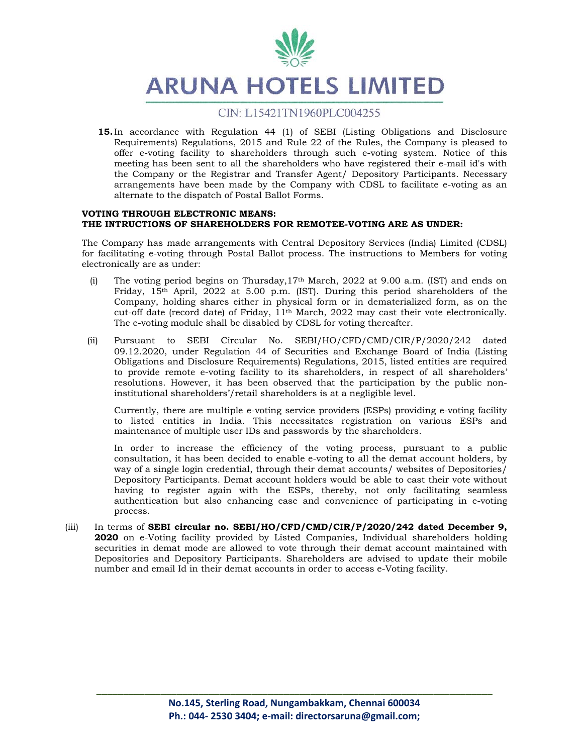15. In accordance with Regulation 44 (1) of SEBI (Listing Obligations and Disclosure Requirements) Regulations, 2015 and Rule 22 of the Rules, the Company is pleased to offer e-voting facility to shareholders through such e-voting system. Notice of this meeting has been sent to all the shareholders who have registered their e-mail id's with the Company or the Registrar and Transfer Agent/ Depository Participants. Necessary arrangements have been made by the Company with CDSL to facilitate e-voting as an alternate to the dispatch of Postal Ballot Forms.

**VOTING THROUGH ELECTRONIC MEANS:**
**THE INTRUCTIONS OF SHAREHOLDERS FOR REMOTEE-VOTING ARE AS UNDER:**

The Company has made arrangements with Central Depository Services (India) Limited (CDSL) for facilitating e-voting through Postal Ballot process. The instructions to Members for voting electronically are as under:

(i) The voting period begins on Thursday,17th March, 2022 at 9.00 a.m. (IST) and ends on Friday, 15th April, 2022 at 5.00 p.m. (IST). During this period shareholders of the Company, holding shares either in physical form or in dematerialized form, as on the cut-off date (record date) of Friday, 11th March, 2022 may cast their vote electronically. The e-voting module shall be disabled by CDSL for voting thereafter.

(ii) Pursuant to SEBI Circular No. SEBI/HO/CFD/CMD/CIR/P/2020/242 dated 09.12.2020, under Regulation 44 of Securities and Exchange Board of India (Listing Obligations and Disclosure Requirements) Regulations, 2015, listed entities are required to provide remote e-voting facility to its shareholders, in respect of all shareholders' resolutions. However, it has been observed that the participation by the public non-institutional shareholders'/retail shareholders is at a negligible level.

Currently, there are multiple e-voting service providers (ESPs) providing e-voting facility to listed entities in India. This necessitates registration on various ESPs and maintenance of multiple user IDs and passwords by the shareholders.

In order to increase the efficiency of the voting process, pursuant to a public consultation, it has been decided to enable e-voting to all the demat account holders, by way of a single login credential, through their demat accounts/ websites of Depositories/ Depository Participants. Demat account holders would be able to cast their vote without having to register again with the ESPs, thereby, not only facilitating seamless authentication but also enhancing ease and convenience of participating in e-voting process.

(iii) In terms of **SEBI circular no. SEBI/HO/CFD/CMD/CIR/P/2020/242 dated December 9, 2020** on e-Voting facility provided by Listed Companies, Individual shareholders holding securities in demat mode are allowed to vote through their demat account maintained with Depositories and Depository Participants. Shareholders are advised to update their mobile number and email Id in their demat accounts in order to access e-Voting facility.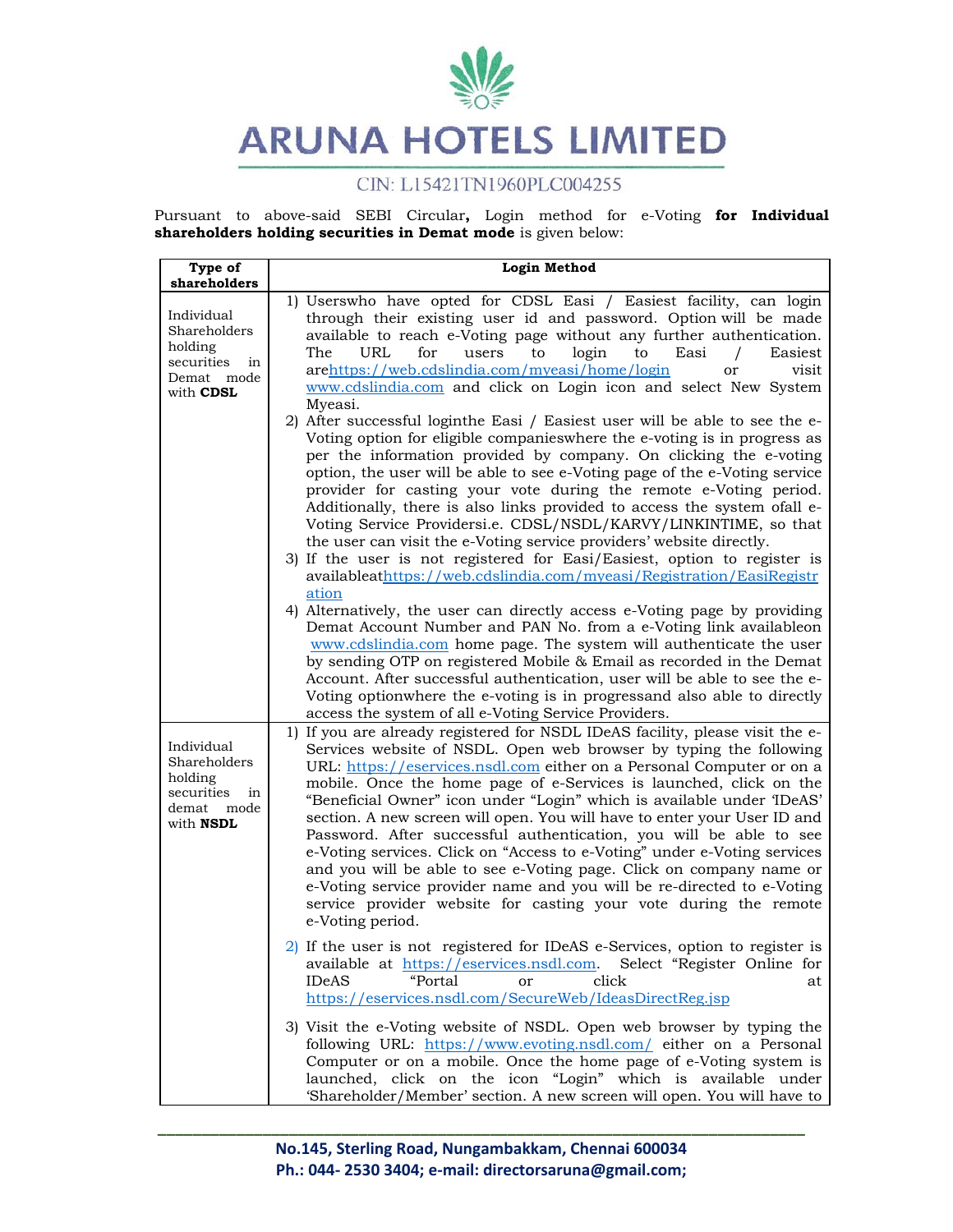# ARUNA HOTELS LIMITED

CIN: L15421TN1960PLC004255

Pursuant to above-said SEBI Circular**,** Login method for e-Voting **for Individual shareholders holding securities in Demat mode** is given below:

| Type of shareholders | Login Method |
|---|---|
| Individual Shareholders holding securities in Demat mode with **CDSL** | 1) Userswho have opted for CDSL Easi / Easiest facility, can login through their existing user id and password. Option will be made available to reach e-Voting page without any further authentication. The URL for users to login to Easi / Easiest arehttps://web.cdslindia.com/myeasi/home/login or visit www.cdslindia.com and click on Login icon and select New System Myeasi.<br>2) After successful loginthe Easi / Easiest user will be able to see the e-Voting option for eligible companieswhere the e-voting is in progress as per the information provided by company. On clicking the e-voting option, the user will be able to see e-Voting page of the e-Voting service provider for casting your vote during the remote e-Voting period. Additionally, there is also links provided to access the system ofall e-Voting Service Providersi.e. CDSL/NSDL/KARVY/LINKINTIME, so that the user can visit the e-Voting service providers' website directly.<br>3) If the user is not registered for Easi/Easiest, option to register is availableathttps://web.cdslindia.com/myeasi/Registration/EasiRegistration<br>4) Alternatively, the user can directly access e-Voting page by providing Demat Account Number and PAN No. from a e-Voting link availableon www.cdslindia.com home page. The system will authenticate the user by sending OTP on registered Mobile & Email as recorded in the Demat Account. After successful authentication, user will be able to see the e-Voting optionwhere the e-voting is in progressand also able to directly access the system of all e-Voting Service Providers. |
| Individual Shareholders holding securities in demat mode with **NSDL** | 1) If you are already registered for NSDL IDeAS facility, please visit the e-Services website of NSDL. Open web browser by typing the following URL: https://eservices.nsdl.com either on a Personal Computer or on a mobile. Once the home page of e-Services is launched, click on the "Beneficial Owner" icon under "Login" which is available under 'IDeAS' section. A new screen will open. You will have to enter your User ID and Password. After successful authentication, you will be able to see e-Voting services. Click on "Access to e-Voting" under e-Voting services and you will be able to see e-Voting page. Click on company name or e-Voting service provider name and you will be re-directed to e-Voting service provider website for casting your vote during the remote e-Voting period.<br>2) If the user is not registered for IDeAS e-Services, option to register is available at https://eservices.nsdl.com. Select "Register Online for IDeAS "Portal or click at https://eservices.nsdl.com/SecureWeb/IdeasDirectReg.jsp<br>3) Visit the e-Voting website of NSDL. Open web browser by typing the following URL: https://www.evoting.nsdl.com/ either on a Personal Computer or on a mobile. Once the home page of e-Voting system is launched, click on the icon "Login" which is available under 'Shareholder/Member' section. A new screen will open. You will have to |

No.145, Sterling Road, Nungambakkam, Chennai 600034
Ph.: 044- 2530 3404; e-mail: directorsaruna@gmail.com;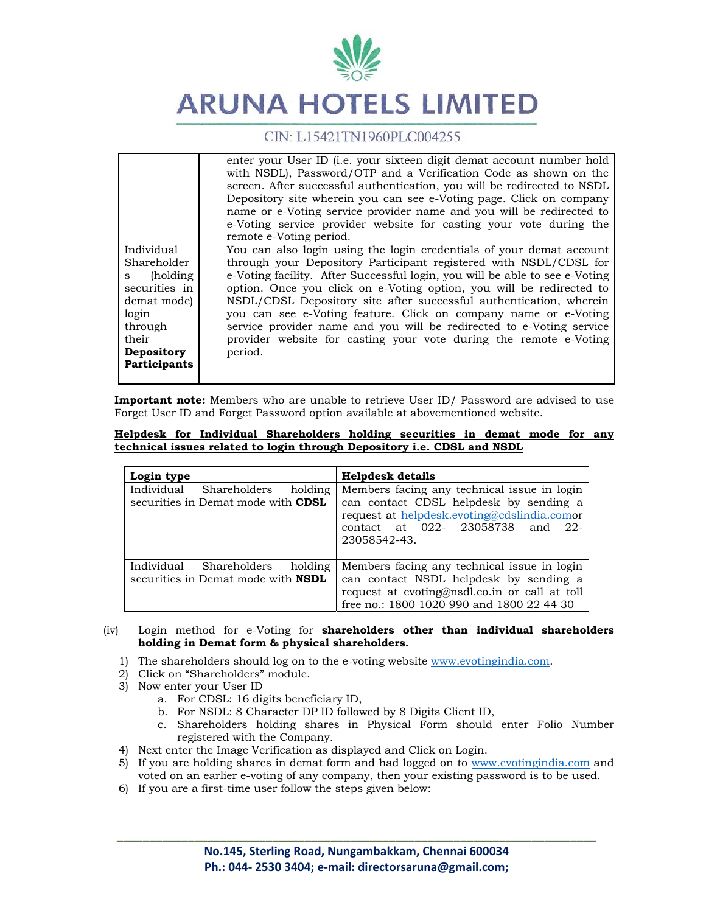| | |
|---|---|
| | enter your User ID (i.e. your sixteen digit demat account number hold with NSDL), Password/OTP and a Verification Code as shown on the screen. After successful authentication, you will be redirected to NSDL Depository site wherein you can see e-Voting page. Click on company name or e-Voting service provider name and you will be redirected to e-Voting service provider website for casting your vote during the remote e-Voting period. |
| Individual Shareholders (holding securities in demat mode) login through their **Depository Participants** | You can also login using the login credentials of your demat account through your Depository Participant registered with NSDL/CDSL for e-Voting facility. After Successful login, you will be able to see e-Voting option. Once you click on e-Voting option, you will be redirected to NSDL/CDSL Depository site after successful authentication, wherein you can see e-Voting feature. Click on company name or e-Voting service provider name and you will be redirected to e-Voting service provider website for casting your vote during the remote e-Voting period. |

**Important note:** Members who are unable to retrieve User ID/ Password are advised to use Forget User ID and Forget Password option available at abovementioned website.

**Helpdesk for Individual Shareholders holding securities in demat mode for any technical issues related to login through Depository i.e. CDSL and NSDL**

| **Login type** | **Helpdesk details** |
|---|---|
| Individual Shareholders holding securities in Demat mode with **CDSL** | Members facing any technical issue in login can contact CDSL helpdesk by sending a request at helpdesk.evoting@cdslindia.comor contact at 022- 23058738 and 22-23058542-43. |
| Individual Shareholders holding securities in Demat mode with **NSDL** | Members facing any technical issue in login can contact NSDL helpdesk by sending a request at evoting@nsdl.co.in or call at toll free no.: 1800 1020 990 and 1800 22 44 30 |

(iv) Login method for e-Voting for **shareholders other than individual shareholders holding in Demat form & physical shareholders.**

1) The shareholders should log on to the e-voting website www.evotingindia.com.
2) Click on “Shareholders” module.
3) Now enter your User ID
   a. For CDSL: 16 digits beneficiary ID,
   b. For NSDL: 8 Character DP ID followed by 8 Digits Client ID,
   c. Shareholders holding shares in Physical Form should enter Folio Number registered with the Company.
4) Next enter the Image Verification as displayed and Click on Login.
5) If you are holding shares in demat form and had logged on to www.evotingindia.com and voted on an earlier e-voting of any company, then your existing password is to be used.
6) If you are a first-time user follow the steps given below: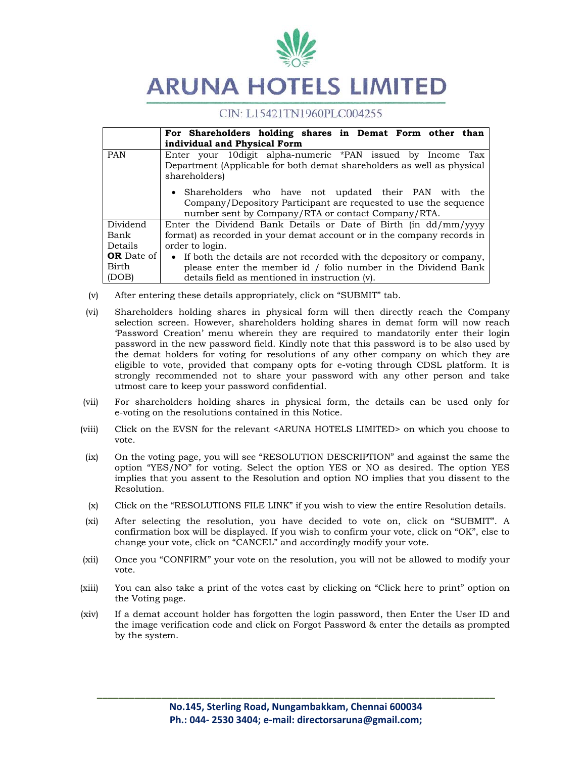| | For Shareholders holding shares in Demat Form other than individual and Physical Form |
|---|---|
| PAN | Enter your 10digit alpha-numeric *PAN issued by Income Tax Department (Applicable for both demat shareholders as well as physical shareholders)<br><br>• Shareholders who have not updated their PAN with the Company/Depository Participant are requested to use the sequence number sent by Company/RTA or contact Company/RTA. |
| Dividend Bank Details **OR** Date of Birth (DOB) | Enter the Dividend Bank Details or Date of Birth (in dd/mm/yyyy format) as recorded in your demat account or in the company records in order to login.<br>• If both the details are not recorded with the depository or company, please enter the member id / folio number in the Dividend Bank details field as mentioned in instruction (v). |

(v) After entering these details appropriately, click on "SUBMIT" tab.

(vi) Shareholders holding shares in physical form will then directly reach the Company selection screen. However, shareholders holding shares in demat form will now reach 'Password Creation' menu wherein they are required to mandatorily enter their login password in the new password field. Kindly note that this password is to be also used by the demat holders for voting for resolutions of any other company on which they are eligible to vote, provided that company opts for e-voting through CDSL platform. It is strongly recommended not to share your password with any other person and take utmost care to keep your password confidential.

(vii) For shareholders holding shares in physical form, the details can be used only for e-voting on the resolutions contained in this Notice.

(viii) Click on the EVSN for the relevant <ARUNA HOTELS LIMITED> on which you choose to vote.

(ix) On the voting page, you will see "RESOLUTION DESCRIPTION" and against the same the option "YES/NO" for voting. Select the option YES or NO as desired. The option YES implies that you assent to the Resolution and option NO implies that you dissent to the Resolution.

(x) Click on the "RESOLUTIONS FILE LINK" if you wish to view the entire Resolution details.

(xi) After selecting the resolution, you have decided to vote on, click on "SUBMIT". A confirmation box will be displayed. If you wish to confirm your vote, click on "OK", else to change your vote, click on "CANCEL" and accordingly modify your vote.

(xii) Once you "CONFIRM" your vote on the resolution, you will not be allowed to modify your vote.

(xiii) You can also take a print of the votes cast by clicking on "Click here to print" option on the Voting page.

(xiv) If a demat account holder has forgotten the login password, then Enter the User ID and the image verification code and click on Forgot Password & enter the details as prompted by the system.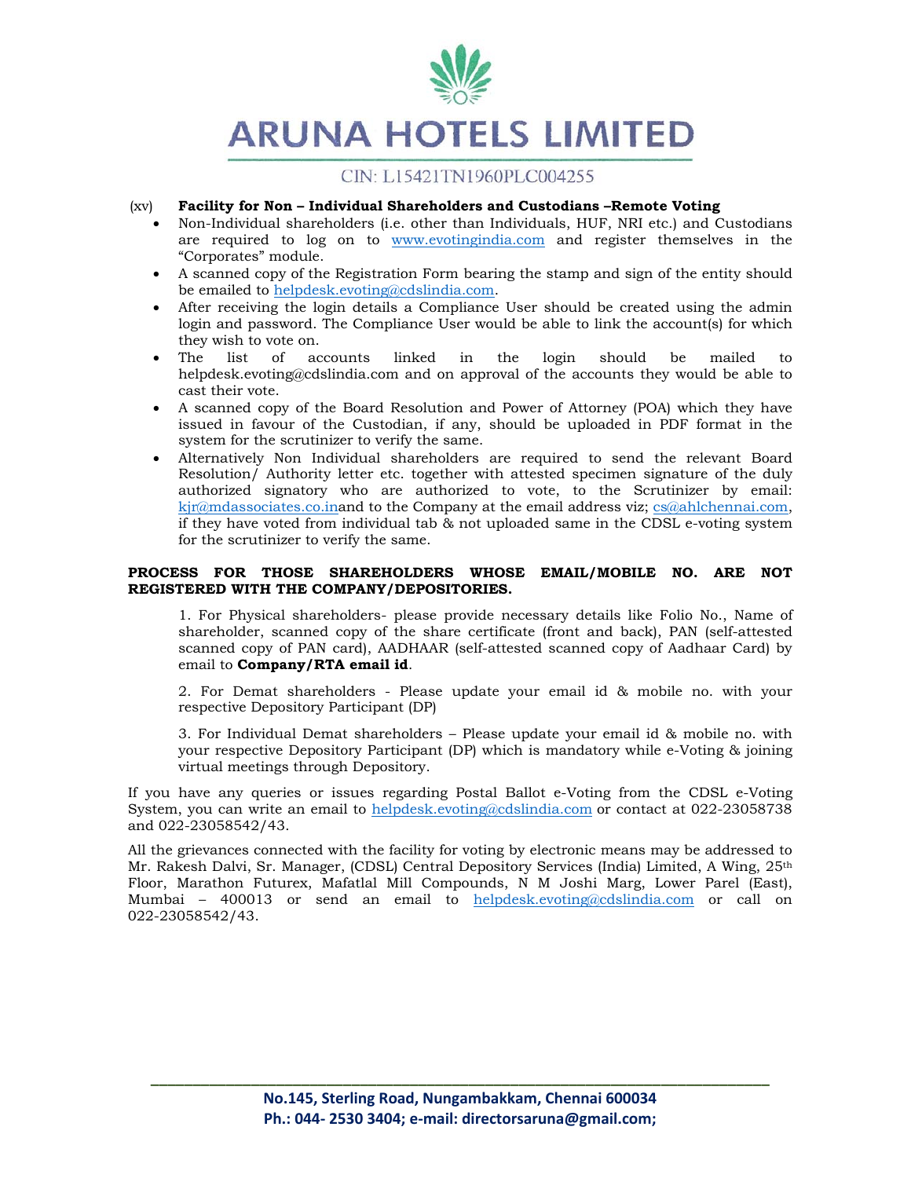(xv) **Facility for Non – Individual Shareholders and Custodians –Remote Voting**

- Non-Individual shareholders (i.e. other than Individuals, HUF, NRI etc.) and Custodians are required to log on to www.evotingindia.com and register themselves in the "Corporates" module.
- A scanned copy of the Registration Form bearing the stamp and sign of the entity should be emailed to helpdesk.evoting@cdslindia.com.
- After receiving the login details a Compliance User should be created using the admin login and password. The Compliance User would be able to link the account(s) for which they wish to vote on.
- The list of accounts linked in the login should be mailed to helpdesk.evoting@cdslindia.com and on approval of the accounts they would be able to cast their vote.
- A scanned copy of the Board Resolution and Power of Attorney (POA) which they have issued in favour of the Custodian, if any, should be uploaded in PDF format in the system for the scrutinizer to verify the same.
- Alternatively Non Individual shareholders are required to send the relevant Board Resolution/ Authority letter etc. together with attested specimen signature of the duly authorized signatory who are authorized to vote, to the Scrutinizer by email: kjr@mdassociates.co.inand to the Company at the email address viz; cs@ahlchennai.com, if they have voted from individual tab & not uploaded same in the CDSL e-voting system for the scrutinizer to verify the same.

**PROCESS FOR THOSE SHAREHOLDERS WHOSE EMAIL/MOBILE NO. ARE NOT REGISTERED WITH THE COMPANY/DEPOSITORIES.**

1. For Physical shareholders- please provide necessary details like Folio No., Name of shareholder, scanned copy of the share certificate (front and back), PAN (self-attested scanned copy of PAN card), AADHAAR (self-attested scanned copy of Aadhaar Card) by email to **Company/RTA email id**.

2. For Demat shareholders - Please update your email id & mobile no. with your respective Depository Participant (DP)

3. For Individual Demat shareholders – Please update your email id & mobile no. with your respective Depository Participant (DP) which is mandatory while e-Voting & joining virtual meetings through Depository.

If you have any queries or issues regarding Postal Ballot e-Voting from the CDSL e-Voting System, you can write an email to helpdesk.evoting@cdslindia.com or contact at 022-23058738 and 022-23058542/43.

All the grievances connected with the facility for voting by electronic means may be addressed to Mr. Rakesh Dalvi, Sr. Manager, (CDSL) Central Depository Services (India) Limited, A Wing, 25th Floor, Marathon Futurex, Mafatlal Mill Compounds, N M Joshi Marg, Lower Parel (East), Mumbai – 400013 or send an email to helpdesk.evoting@cdslindia.com or call on 022-23058542/43.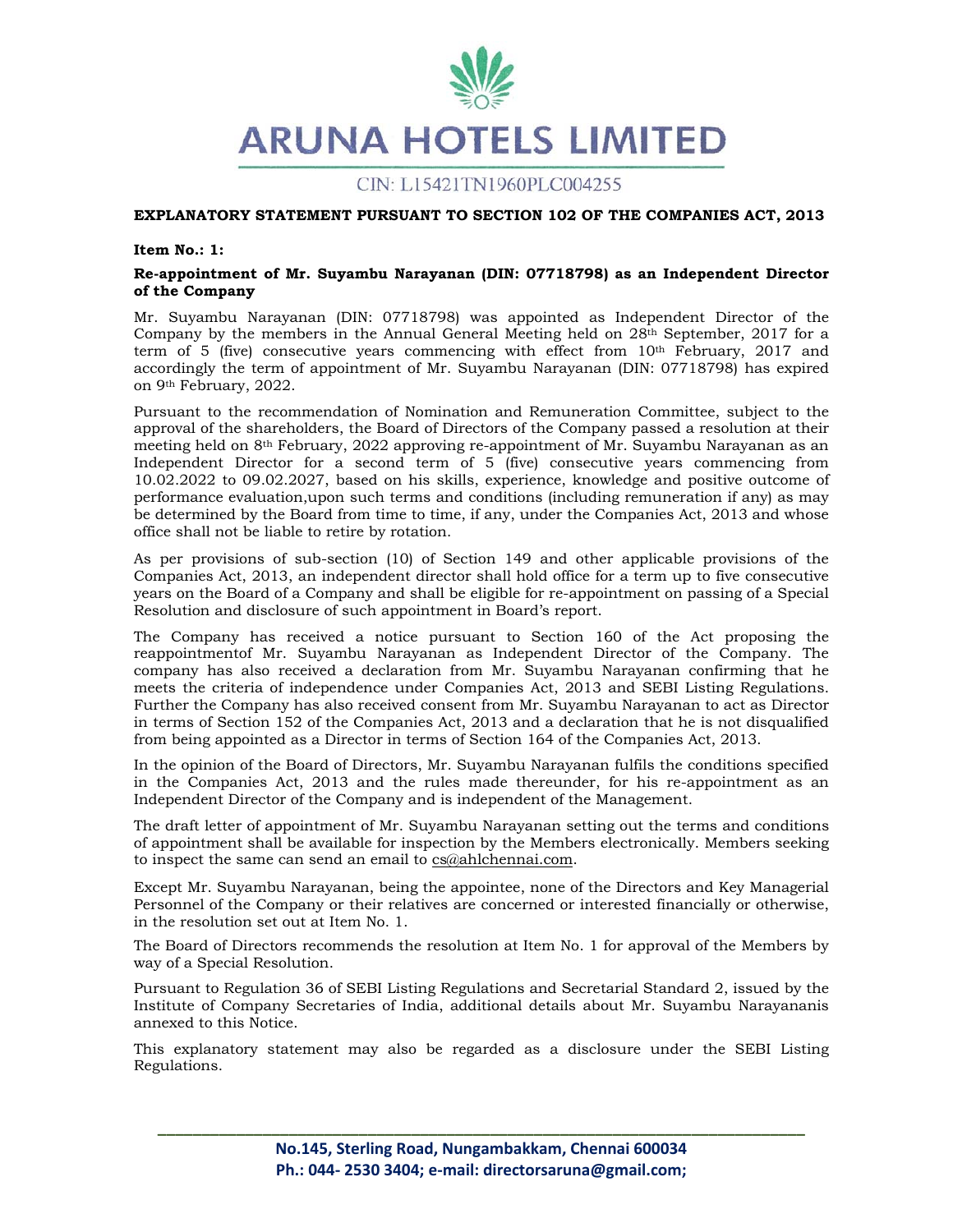# ARUNA HOTELS LIMITED

CIN: L15421TN1960PLC004255

**EXPLANATORY STATEMENT PURSUANT TO SECTION 102 OF THE COMPANIES ACT, 2013**

**Item No.: 1:**

**Re-appointment of Mr. Suyambu Narayanan (DIN: 07718798) as an Independent Director of the Company**

Mr. Suyambu Narayanan (DIN: 07718798) was appointed as Independent Director of the Company by the members in the Annual General Meeting held on 28th September, 2017 for a term of 5 (five) consecutive years commencing with effect from 10th February, 2017 and accordingly the term of appointment of Mr. Suyambu Narayanan (DIN: 07718798) has expired on 9th February, 2022.

Pursuant to the recommendation of Nomination and Remuneration Committee, subject to the approval of the shareholders, the Board of Directors of the Company passed a resolution at their meeting held on 8th February, 2022 approving re-appointment of Mr. Suyambu Narayanan as an Independent Director for a second term of 5 (five) consecutive years commencing from 10.02.2022 to 09.02.2027, based on his skills, experience, knowledge and positive outcome of performance evaluation,upon such terms and conditions (including remuneration if any) as may be determined by the Board from time to time, if any, under the Companies Act, 2013 and whose office shall not be liable to retire by rotation.

As per provisions of sub-section (10) of Section 149 and other applicable provisions of the Companies Act, 2013, an independent director shall hold office for a term up to five consecutive years on the Board of a Company and shall be eligible for re-appointment on passing of a Special Resolution and disclosure of such appointment in Board's report.

The Company has received a notice pursuant to Section 160 of the Act proposing the reappointmentof Mr. Suyambu Narayanan as Independent Director of the Company. The company has also received a declaration from Mr. Suyambu Narayanan confirming that he meets the criteria of independence under Companies Act, 2013 and SEBI Listing Regulations. Further the Company has also received consent from Mr. Suyambu Narayanan to act as Director in terms of Section 152 of the Companies Act, 2013 and a declaration that he is not disqualified from being appointed as a Director in terms of Section 164 of the Companies Act, 2013.

In the opinion of the Board of Directors, Mr. Suyambu Narayanan fulfils the conditions specified in the Companies Act, 2013 and the rules made thereunder, for his re-appointment as an Independent Director of the Company and is independent of the Management.

The draft letter of appointment of Mr. Suyambu Narayanan setting out the terms and conditions of appointment shall be available for inspection by the Members electronically. Members seeking to inspect the same can send an email to cs@ahlchennai.com.

Except Mr. Suyambu Narayanan, being the appointee, none of the Directors and Key Managerial Personnel of the Company or their relatives are concerned or interested financially or otherwise, in the resolution set out at Item No. 1.

The Board of Directors recommends the resolution at Item No. 1 for approval of the Members by way of a Special Resolution.

Pursuant to Regulation 36 of SEBI Listing Regulations and Secretarial Standard 2, issued by the Institute of Company Secretaries of India, additional details about Mr. Suyambu Narayananis annexed to this Notice.

This explanatory statement may also be regarded as a disclosure under the SEBI Listing Regulations.

**No.145, Sterling Road, Nungambakkam, Chennai 600034**
**Ph.: 044- 2530 3404; e-mail: directorsaruna@gmail.com;**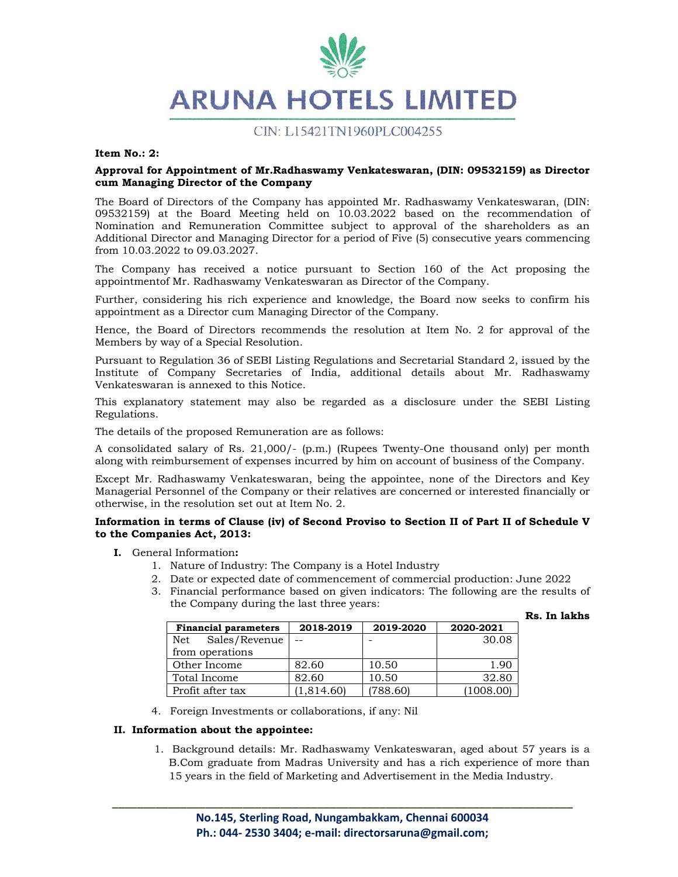**Item No.: 2:**

**Approval for Appointment of Mr.Radhaswamy Venkateswaran, (DIN: 09532159) as Director cum Managing Director of the Company**

The Board of Directors of the Company has appointed Mr. Radhaswamy Venkateswaran, (DIN: 09532159) at the Board Meeting held on 10.03.2022 based on the recommendation of Nomination and Remuneration Committee subject to approval of the shareholders as an Additional Director and Managing Director for a period of Five (5) consecutive years commencing from 10.03.2022 to 09.03.2027.

The Company has received a notice pursuant to Section 160 of the Act proposing the appointmentof Mr. Radhaswamy Venkateswaran as Director of the Company.

Further, considering his rich experience and knowledge, the Board now seeks to confirm his appointment as a Director cum Managing Director of the Company.

Hence, the Board of Directors recommends the resolution at Item No. 2 for approval of the Members by way of a Special Resolution.

Pursuant to Regulation 36 of SEBI Listing Regulations and Secretarial Standard 2, issued by the Institute of Company Secretaries of India, additional details about Mr. Radhaswamy Venkateswaran is annexed to this Notice.

This explanatory statement may also be regarded as a disclosure under the SEBI Listing Regulations.

The details of the proposed Remuneration are as follows:

A consolidated salary of Rs. 21,000/- (p.m.) (Rupees Twenty-One thousand only) per month along with reimbursement of expenses incurred by him on account of business of the Company.

Except Mr. Radhaswamy Venkateswaran, being the appointee, none of the Directors and Key Managerial Personnel of the Company or their relatives are concerned or interested financially or otherwise, in the resolution set out at Item No. 2.

**Information in terms of Clause (iv) of Second Proviso to Section II of Part II of Schedule V to the Companies Act, 2013:**

**I.** General Information**:**

1. Nature of Industry: The Company is a Hotel Industry
2. Date or expected date of commencement of commercial production: June 2022
3. Financial performance based on given indicators: The following are the results of the Company during the last three years:

**Rs. In lakhs**

| Financial parameters | 2018-2019 | 2019-2020 | 2020-2021 |
|---|---|---|---|
| Net Sales/Revenue from operations | -- | - | 30.08 |
| Other Income | 82.60 | 10.50 | 1.90 |
| Total Income | 82.60 | 10.50 | 32.80 |
| Profit after tax | (1,814.60) | (788.60) | (1008.00) |

4. Foreign Investments or collaborations, if any: Nil

**II. Information about the appointee:**

1. Background details: Mr. Radhaswamy Venkateswaran, aged about 57 years is a B.Com graduate from Madras University and has a rich experience of more than 15 years in the field of Marketing and Advertisement in the Media Industry.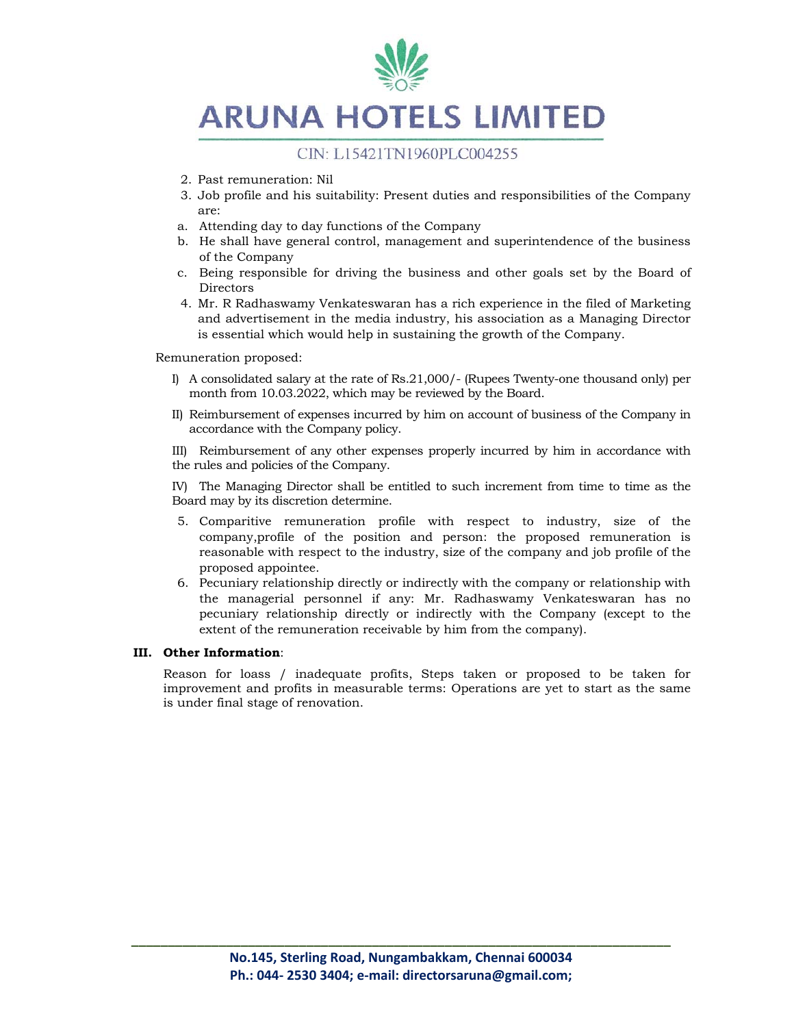2. Past remuneration: Nil
3. Job profile and his suitability: Present duties and responsibilities of the Company are:

a. Attending day to day functions of the Company
b. He shall have general control, management and superintendence of the business of the Company
c. Being responsible for driving the business and other goals set by the Board of Directors

4. Mr. R Radhaswamy Venkateswaran has a rich experience in the filed of Marketing and advertisement in the media industry, his association as a Managing Director is essential which would help in sustaining the growth of the Company.

Remuneration proposed:

I) A consolidated salary at the rate of Rs.21,000/- (Rupees Twenty-one thousand only) per month from 10.03.2022, which may be reviewed by the Board.

II) Reimbursement of expenses incurred by him on account of business of the Company in accordance with the Company policy.

III) Reimbursement of any other expenses properly incurred by him in accordance with the rules and policies of the Company.

IV) The Managing Director shall be entitled to such increment from time to time as the Board may by its discretion determine.

5. Comparitive remuneration profile with respect to industry, size of the company,profile of the position and person: the proposed remuneration is reasonable with respect to the industry, size of the company and job profile of the proposed appointee.
6. Pecuniary relationship directly or indirectly with the company or relationship with the managerial personnel if any: Mr. Radhaswamy Venkateswaran has no pecuniary relationship directly or indirectly with the Company (except to the extent of the remuneration receivable by him from the company).

**III. Other Information**:

Reason for loass / inadequate profits, Steps taken or proposed to be taken for improvement and profits in measurable terms: Operations are yet to start as the same is under final stage of renovation.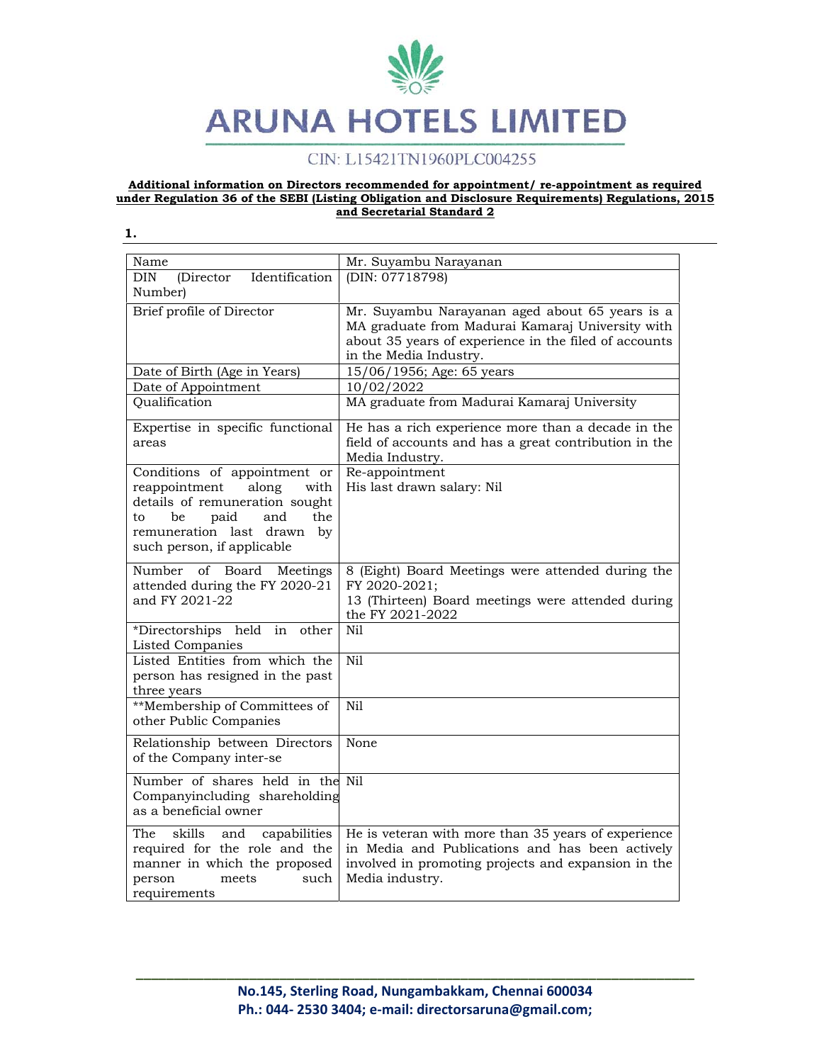# ARUNA HOTELS LIMITED

CIN: L15421TN1960PLC004255

**Additional information on Directors recommended for appointment/ re-appointment as required under Regulation 36 of the SEBI (Listing Obligation and Disclosure Requirements) Regulations, 2015 and Secretarial Standard 2**

**1.**

| Name | Mr. Suyambu Narayanan |
|---|---|
| DIN (Director Identification Number) | (DIN: 07718798) |
| Brief profile of Director | Mr. Suyambu Narayanan aged about 65 years is a MA graduate from Madurai Kamaraj University with about 35 years of experience in the filed of accounts in the Media Industry. |
| Date of Birth (Age in Years) | 15/06/1956; Age: 65 years |
| Date of Appointment | 10/02/2022 |
| Qualification | MA graduate from Madurai Kamaraj University |
| Expertise in specific functional areas | He has a rich experience more than a decade in the field of accounts and has a great contribution in the Media Industry. |
| Conditions of appointment or reappointment along with details of remuneration sought to be paid and the remuneration last drawn by such person, if applicable | Re-appointment<br>His last drawn salary: Nil |
| Number of Board Meetings attended during the FY 2020-21 and FY 2021-22 | 8 (Eight) Board Meetings were attended during the FY 2020-2021;<br>13 (Thirteen) Board meetings were attended during the FY 2021-2022 |
| *Directorships held in other Listed Companies | Nil |
| Listed Entities from which the person has resigned in the past three years | Nil |
| **Membership of Committees of other Public Companies | Nil |
| Relationship between Directors of the Company inter-se | None |
| Number of shares held in the Companyincluding shareholding as a beneficial owner | Nil |
| The skills and capabilities required for the role and the manner in which the proposed person meets such requirements | He is veteran with more than 35 years of experience in Media and Publications and has been actively involved in promoting projects and expansion in the Media industry. |

No.145, Sterling Road, Nungambakkam, Chennai 600034
Ph.: 044- 2530 3404; e-mail: directorsaruna@gmail.com;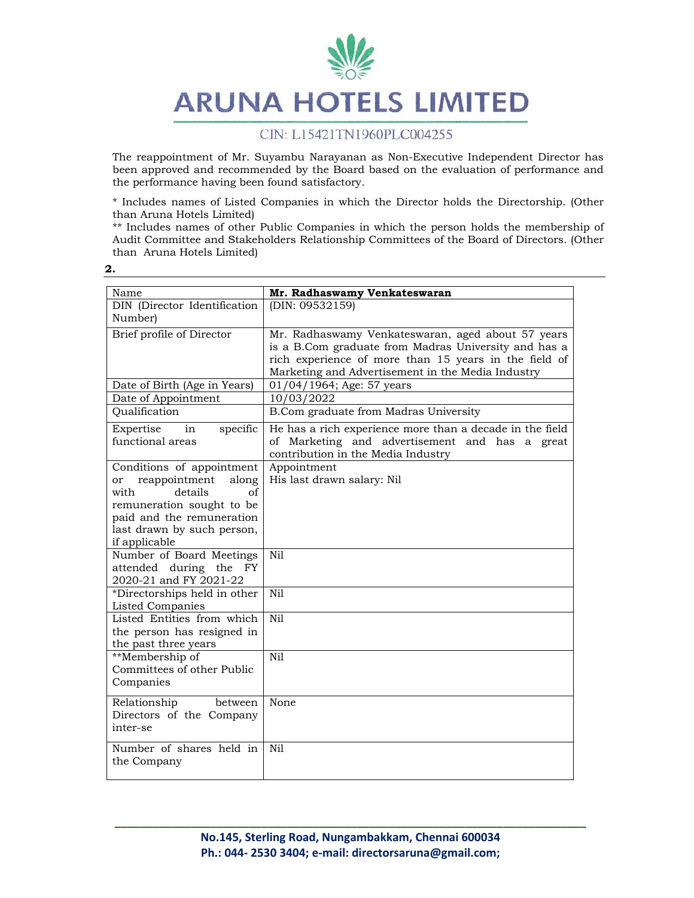The reappointment of Mr. Suyambu Narayanan as Non-Executive Independent Director has been approved and recommended by the Board based on the evaluation of performance and the performance having been found satisfactory.

* Includes names of Listed Companies in which the Director holds the Directorship. (Other than Aruna Hotels Limited)
** Includes names of other Public Companies in which the person holds the membership of Audit Committee and Stakeholders Relationship Committees of the Board of Directors. (Other than Aruna Hotels Limited)

**2.**

| Name | **Mr. Radhaswamy Venkateswaran** |
|---|---|
| DIN (Director Identification Number) | (DIN: 09532159) |
| Brief profile of Director | Mr. Radhaswamy Venkateswaran, aged about 57 years is a B.Com graduate from Madras University and has a rich experience of more than 15 years in the field of Marketing and Advertisement in the Media Industry |
| Date of Birth (Age in Years) | 01/04/1964; Age: 57 years |
| Date of Appointment | 10/03/2022 |
| Qualification | B.Com graduate from Madras University |
| Expertise in specific functional areas | He has a rich experience more than a decade in the field of Marketing and advertisement and has a great contribution in the Media Industry |
| Conditions of appointment or reappointment along with details of remuneration sought to be paid and the remuneration last drawn by such person, if applicable | Appointment<br>His last drawn salary: Nil |
| Number of Board Meetings attended during the FY 2020-21 and FY 2021-22 | Nil |
| *Directorships held in other Listed Companies | Nil |
| Listed Entities from which the person has resigned in the past three years | Nil |
| **Membership of Committees of other Public Companies | Nil |
| Relationship between Directors of the Company inter-se | None |
| Number of shares held in the Company | Nil |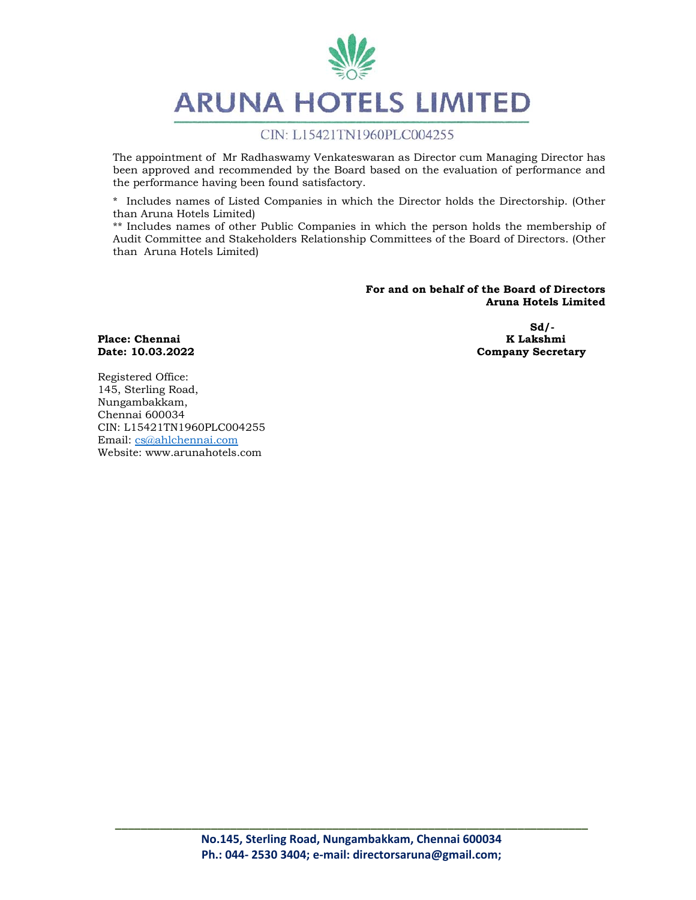The appointment of Mr Radhaswamy Venkateswaran as Director cum Managing Director has been approved and recommended by the Board based on the evaluation of performance and the performance having been found satisfactory.

* Includes names of Listed Companies in which the Director holds the Directorship. (Other than Aruna Hotels Limited)

** Includes names of other Public Companies in which the person holds the membership of Audit Committee and Stakeholders Relationship Committees of the Board of Directors. (Other than Aruna Hotels Limited)

**For and on behalf of the Board of Directors**
**Aruna Hotels Limited**

**Sd/-**
**K Lakshmi**
**Company Secretary**

**Place: Chennai**
**Date: 10.03.2022**

Registered Office:
145, Sterling Road,
Nungambakkam,
Chennai 600034
CIN: L15421TN1960PLC004255
Email: cs@ahlchennai.com
Website: www.arunahotels.com